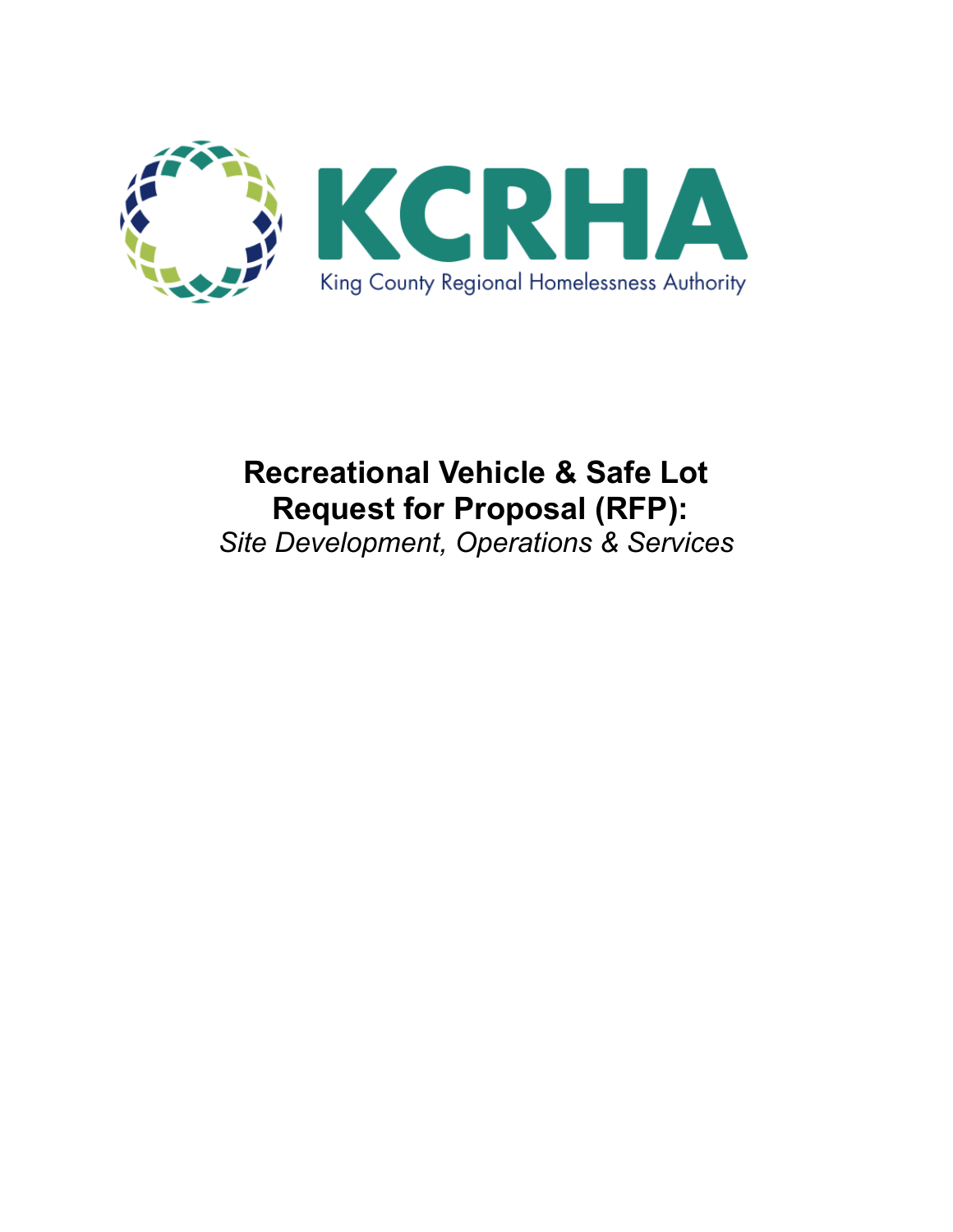KCRHA

King County Regional Homelessness Authority

# Recreational Vehicle & Safe Lot Request for Proposal (RFP):

*Site Development, Operations & Services*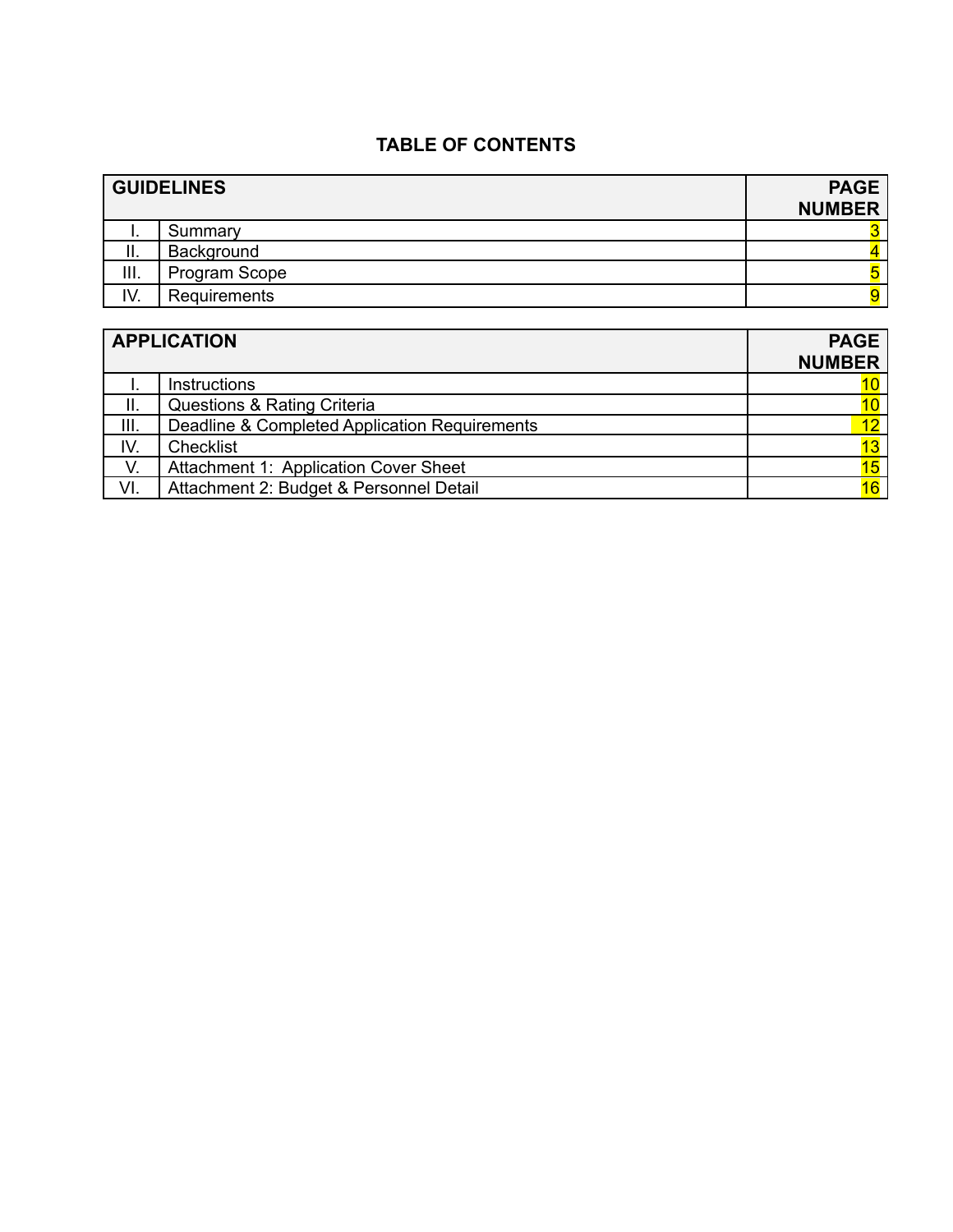# TABLE OF CONTENTS

| GUIDELINES | | PAGE NUMBER |
|---|---|---|
| I. | Summary | 3 |
| II. | Background | 4 |
| III. | Program Scope | 5 |
| IV. | Requirements | 9 |

| APPLICATION | | PAGE NUMBER |
|---|---|---|
| I. | Instructions | 10 |
| II. | Questions & Rating Criteria | 10 |
| III. | Deadline & Completed Application Requirements | 12 |
| IV. | Checklist | 13 |
| V. | Attachment 1: Application Cover Sheet | 15 |
| VI. | Attachment 2: Budget & Personnel Detail | 16 |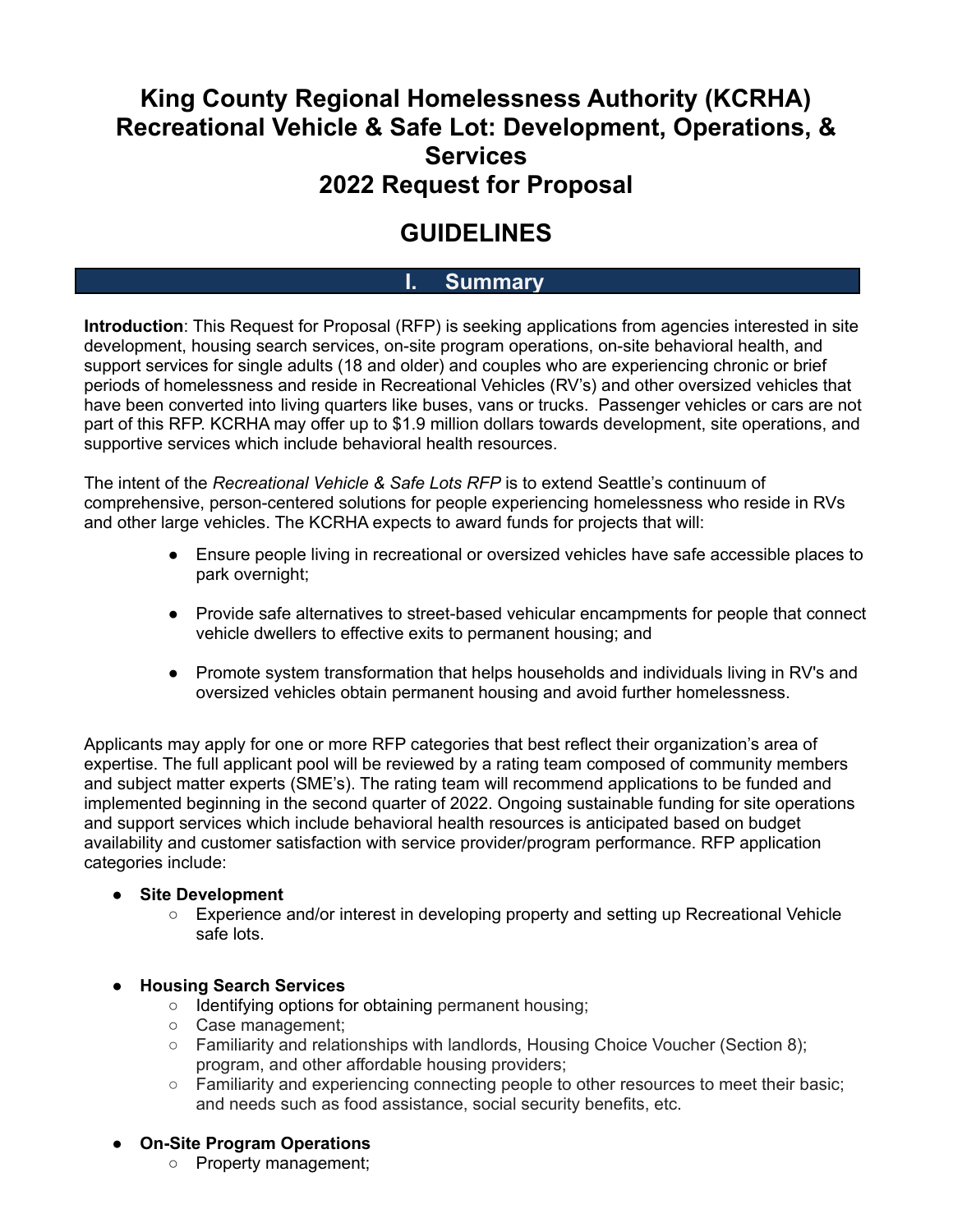# King County Regional Homelessness Authority (KCRHA) Recreational Vehicle & Safe Lot: Development, Operations, & Services 2022 Request for Proposal

# GUIDELINES

## I. Summary

**Introduction**: This Request for Proposal (RFP) is seeking applications from agencies interested in site development, housing search services, on-site program operations, on-site behavioral health, and support services for single adults (18 and older) and couples who are experiencing chronic or brief periods of homelessness and reside in Recreational Vehicles (RV's) and other oversized vehicles that have been converted into living quarters like buses, vans or trucks. Passenger vehicles or cars are not part of this RFP. KCRHA may offer up to $1.9 million dollars towards development, site operations, and supportive services which include behavioral health resources.

The intent of the *Recreational Vehicle & Safe Lots RFP* is to extend Seattle's continuum of comprehensive, person-centered solutions for people experiencing homelessness who reside in RVs and other large vehicles. The KCRHA expects to award funds for projects that will:

- Ensure people living in recreational or oversized vehicles have safe accessible places to park overnight;
- Provide safe alternatives to street-based vehicular encampments for people that connect vehicle dwellers to effective exits to permanent housing; and
- Promote system transformation that helps households and individuals living in RV's and oversized vehicles obtain permanent housing and avoid further homelessness.

Applicants may apply for one or more RFP categories that best reflect their organization's area of expertise. The full applicant pool will be reviewed by a rating team composed of community members and subject matter experts (SME's). The rating team will recommend applications to be funded and implemented beginning in the second quarter of 2022. Ongoing sustainable funding for site operations and support services which include behavioral health resources is anticipated based on budget availability and customer satisfaction with service provider/program performance. RFP application categories include:

- **Site Development**
  - Experience and/or interest in developing property and setting up Recreational Vehicle safe lots.
- **Housing Search Services**
  - Identifying options for obtaining permanent housing;
  - Case management;
  - Familiarity and relationships with landlords, Housing Choice Voucher (Section 8); program, and other affordable housing providers;
  - Familiarity and experiencing connecting people to other resources to meet their basic; and needs such as food assistance, social security benefits, etc.
- **On-Site Program Operations**
  - Property management;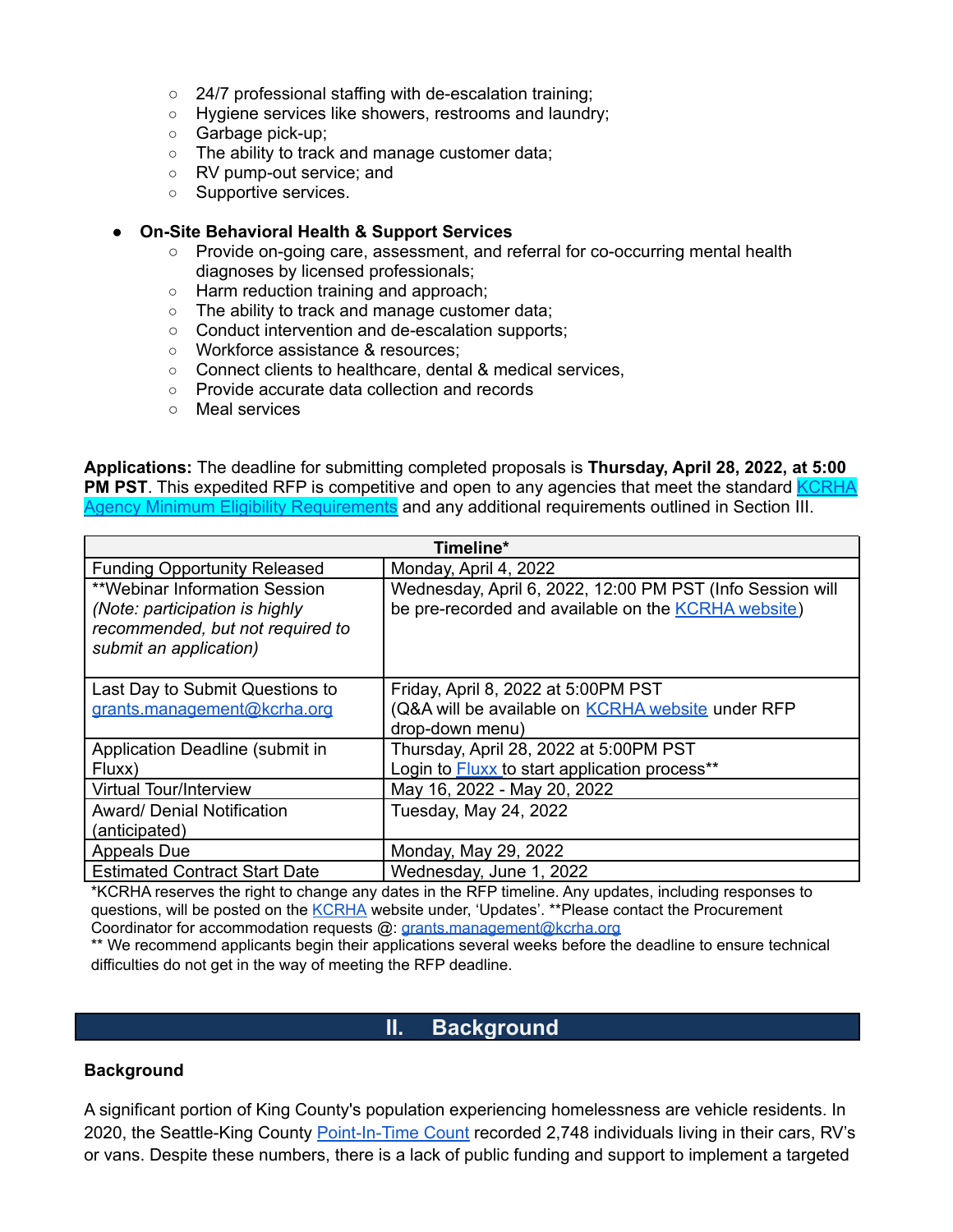- 24/7 professional staffing with de-escalation training;
    - Hygiene services like showers, restrooms and laundry;
    - Garbage pick-up;
    - The ability to track and manage customer data;
    - RV pump-out service; and
    - Supportive services.

- **On-Site Behavioral Health & Support Services**
    - Provide on-going care, assessment, and referral for co-occurring mental health diagnoses by licensed professionals;
    - Harm reduction training and approach;
    - The ability to track and manage customer data;
    - Conduct intervention and de-escalation supports;
    - Workforce assistance & resources;
    - Connect clients to healthcare, dental & medical services,
    - Provide accurate data collection and records
    - Meal services

**Applications:** The deadline for submitting completed proposals is **Thursday, April 28, 2022, at 5:00 PM PST**. This expedited RFP is competitive and open to any agencies that meet the standard KCRHA Agency Minimum Eligibility Requirements and any additional requirements outlined in Section III.

| Timeline* | |
|---|---|
| Funding Opportunity Released | Monday, April 4, 2022 |
| **Webinar Information Session *(Note: participation is highly recommended, but not required to submit an application)* | Wednesday, April 6, 2022, 12:00 PM PST (Info Session will be pre-recorded and available on the KCRHA website) |
| Last Day to Submit Questions to grants.management@kcrha.org | Friday, April 8, 2022 at 5:00PM PST (Q&A will be available on KCRHA website under RFP drop-down menu) |
| Application Deadline (submit in Fluxx) | Thursday, April 28, 2022 at 5:00PM PST Login to Fluxx to start application process** |
| Virtual Tour/Interview | May 16, 2022 - May 20, 2022 |
| Award/ Denial Notification (anticipated) | Tuesday, May 24, 2022 |
| Appeals Due | Monday, May 29, 2022 |
| Estimated Contract Start Date | Wednesday, June 1, 2022 |

*KCRHA reserves the right to change any dates in the RFP timeline. Any updates, including responses to questions, will be posted on the KCRHA website under, 'Updates'. **Please contact the Procurement Coordinator for accommodation requests @: grants.management@kcrha.org
** We recommend applicants begin their applications several weeks before the deadline to ensure technical difficulties do not get in the way of meeting the RFP deadline.

## II. Background

### Background

A significant portion of King County's population experiencing homelessness are vehicle residents. In 2020, the Seattle-King County Point-In-Time Count recorded 2,748 individuals living in their cars, RV's or vans. Despite these numbers, there is a lack of public funding and support to implement a targeted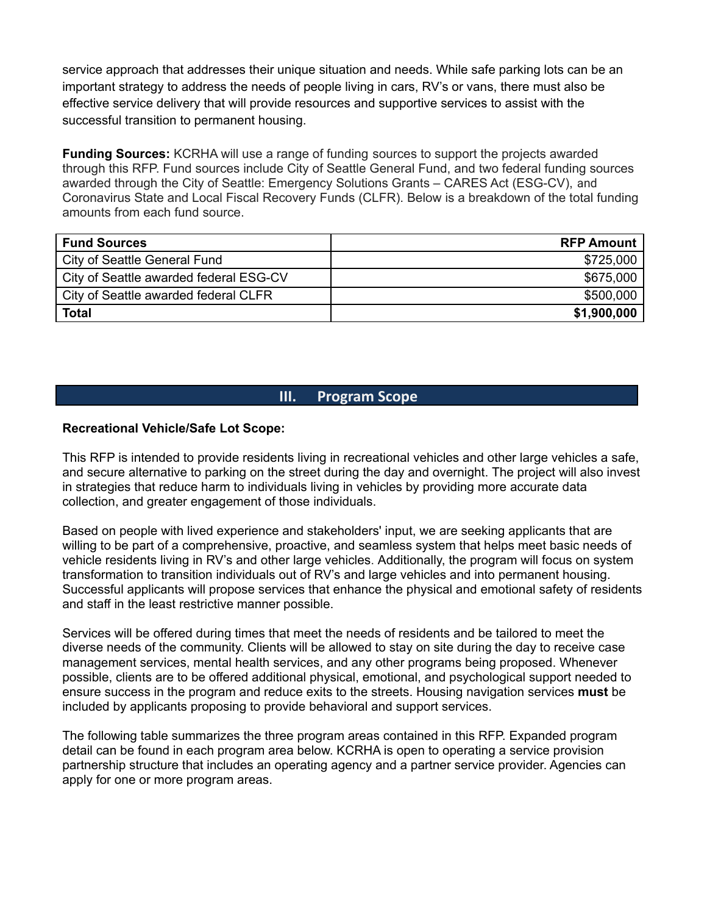service approach that addresses their unique situation and needs. While safe parking lots can be an important strategy to address the needs of people living in cars, RV's or vans, there must also be effective service delivery that will provide resources and supportive services to assist with the successful transition to permanent housing.

**Funding Sources:** KCRHA will use a range of funding sources to support the projects awarded through this RFP. Fund sources include City of Seattle General Fund, and two federal funding sources awarded through the City of Seattle: Emergency Solutions Grants – CARES Act (ESG-CV), and Coronavirus State and Local Fiscal Recovery Funds (CLFR). Below is a breakdown of the total funding amounts from each fund source.

| Fund Sources | RFP Amount |
|---|---:|
| City of Seattle General Fund | $725,000 |
| City of Seattle awarded federal ESG-CV | $675,000 |
| City of Seattle awarded federal CLFR | $500,000 |
| **Total** | **$1,900,000** |

## III. Program Scope

**Recreational Vehicle/Safe Lot Scope:**

This RFP is intended to provide residents living in recreational vehicles and other large vehicles a safe, and secure alternative to parking on the street during the day and overnight. The project will also invest in strategies that reduce harm to individuals living in vehicles by providing more accurate data collection, and greater engagement of those individuals.

Based on people with lived experience and stakeholders' input, we are seeking applicants that are willing to be part of a comprehensive, proactive, and seamless system that helps meet basic needs of vehicle residents living in RV's and other large vehicles. Additionally, the program will focus on system transformation to transition individuals out of RV's and large vehicles and into permanent housing. Successful applicants will propose services that enhance the physical and emotional safety of residents and staff in the least restrictive manner possible.

Services will be offered during times that meet the needs of residents and be tailored to meet the diverse needs of the community. Clients will be allowed to stay on site during the day to receive case management services, mental health services, and any other programs being proposed. Whenever possible, clients are to be offered additional physical, emotional, and psychological support needed to ensure success in the program and reduce exits to the streets. Housing navigation services **must** be included by applicants proposing to provide behavioral and support services.

The following table summarizes the three program areas contained in this RFP. Expanded program detail can be found in each program area below. KCRHA is open to operating a service provision partnership structure that includes an operating agency and a partner service provider. Agencies can apply for one or more program areas.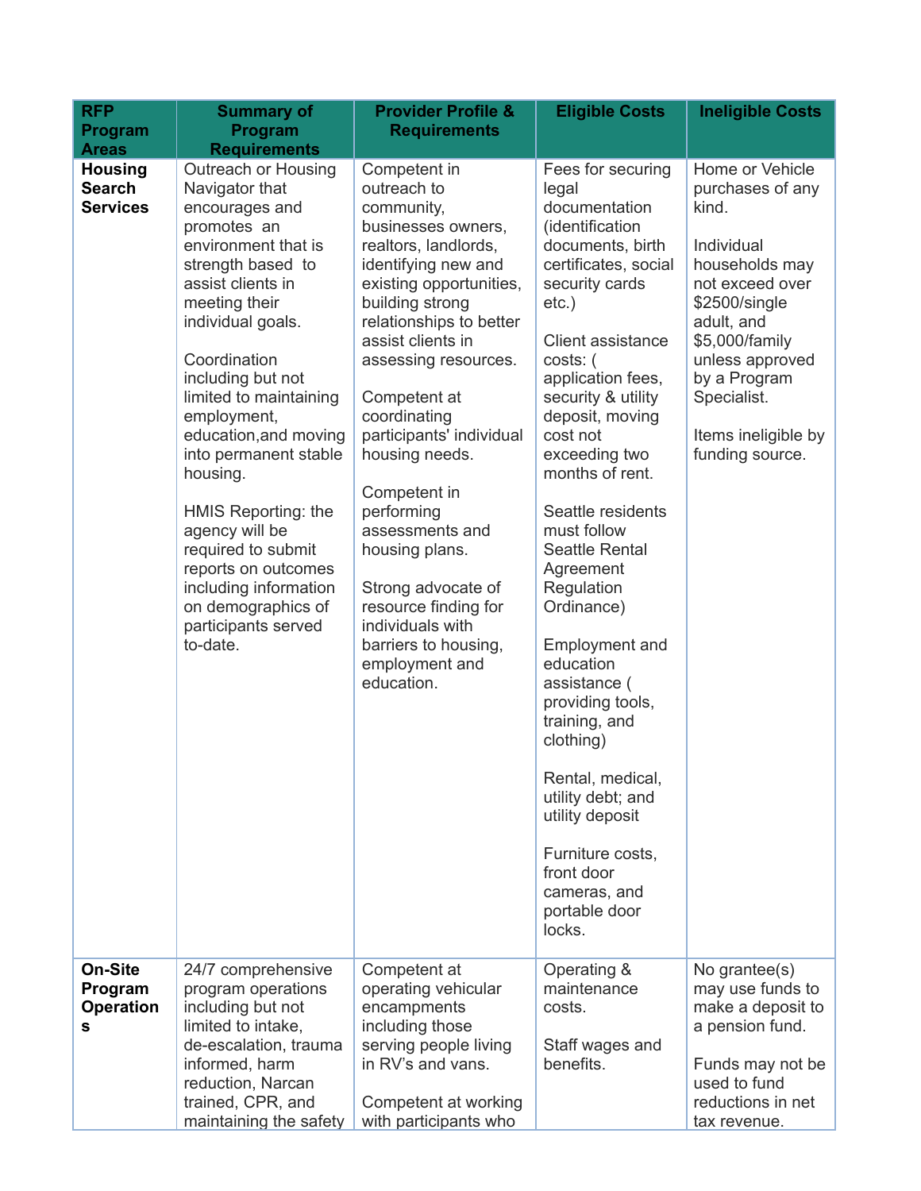| RFP Program Areas | Summary of Program Requirements | Provider Profile & Requirements | Eligible Costs | Ineligible Costs |
|---|---|---|---|---|
| **Housing Search Services** | Outreach or Housing Navigator that encourages and promotes an environment that is strength based to assist clients in meeting their individual goals.<br><br>Coordination including but not limited to maintaining employment, education,and moving into permanent stable housing.<br><br>HMIS Reporting: the agency will be required to submit reports on outcomes including information on demographics of participants served to-date. | Competent in outreach to community, businesses owners, realtors, landlords, identifying new and existing opportunities, building strong relationships to better assist clients in assessing resources.<br><br>Competent at coordinating participants' individual housing needs.<br><br>Competent in performing assessments and housing plans.<br><br>Strong advocate of resource finding for individuals with barriers to housing, employment and education. | Fees for securing legal documentation (identification documents, birth certificates, social security cards etc.)<br><br>Client assistance costs: ( application fees, security & utility deposit, moving cost not exceeding two months of rent.<br><br>Seattle residents must follow Seattle Rental Agreement Regulation Ordinance)<br><br>Employment and education assistance ( providing tools, training, and clothing)<br><br>Rental, medical, utility debt; and utility deposit<br><br>Furniture costs, front door cameras, and portable door locks. | Home or Vehicle purchases of any kind.<br><br>Individual households may not exceed over $2500/single adult, and $5,000/family unless approved by a Program Specialist.<br><br>Items ineligible by funding source. |
| **On-Site Program Operations** | 24/7 comprehensive program operations including but not limited to intake, de-escalation, trauma informed, harm reduction, Narcan trained, CPR, and maintaining the safety | Competent at operating vehicular encampments including those serving people living in RV's and vans.<br><br>Competent at working with participants who | Operating & maintenance costs.<br><br>Staff wages and benefits. | No grantee(s) may use funds to make a deposit to a pension fund.<br><br>Funds may not be used to fund reductions in net tax revenue. |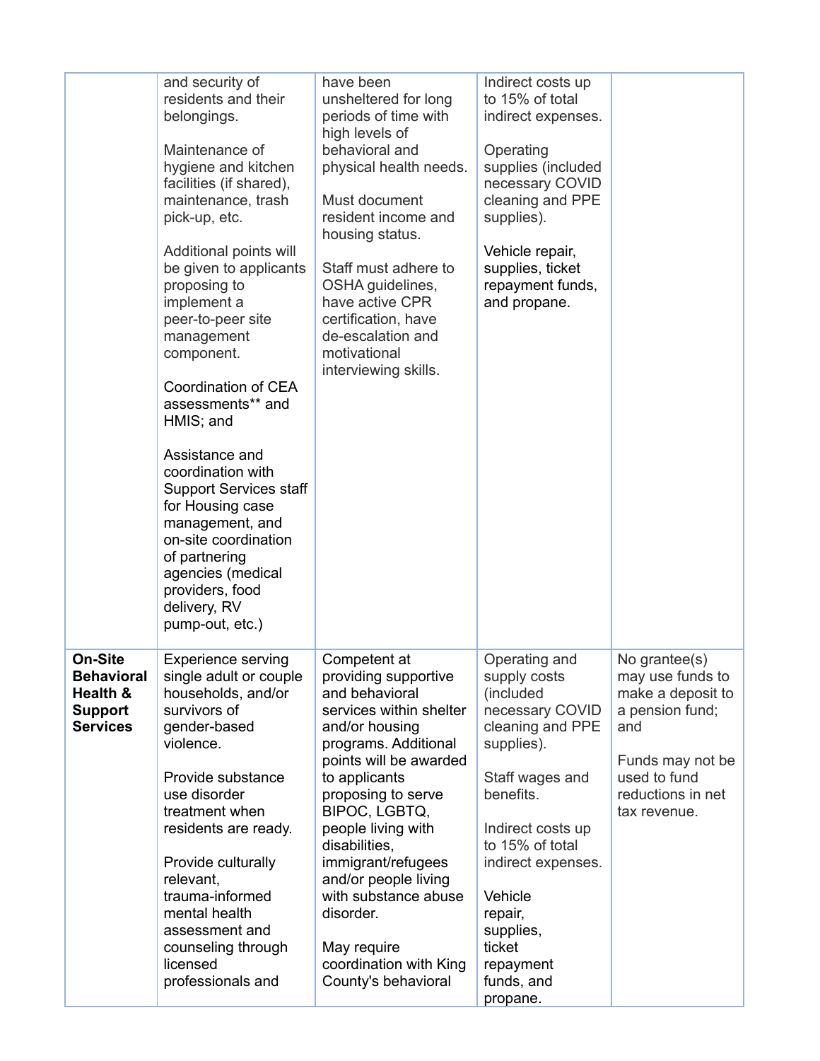| | | | | |
|---|---|---|---|---|
| | and security of residents and their belongings.<br><br>Maintenance of hygiene and kitchen facilities (if shared), maintenance, trash pick-up, etc.<br><br>Additional points will be given to applicants proposing to implement a peer-to-peer site management component.<br><br>Coordination of CEA assessments** and HMIS; and<br><br>Assistance and coordination with Support Services staff for Housing case management, and on-site coordination of partnering agencies (medical providers, food delivery, RV pump-out, etc.) | have been unsheltered for long periods of time with high levels of behavioral and physical health needs.<br><br>Must document resident income and housing status.<br><br>Staff must adhere to OSHA guidelines, have active CPR certification, have de-escalation and motivational interviewing skills. | Indirect costs up to 15% of total indirect expenses.<br><br>Operating supplies (included necessary COVID cleaning and PPE supplies).<br><br>Vehicle repair, supplies, ticket repayment funds, and propane. | |
| **On-Site Behavioral Health & Support Services** | Experience serving single adult or couple households, and/or survivors of gender-based violence.<br><br>Provide substance use disorder treatment when residents are ready.<br><br>Provide culturally relevant, trauma-informed mental health assessment and counseling through licensed professionals and | Competent at providing supportive and behavioral services within shelter and/or housing programs. Additional points will be awarded to applicants proposing to serve BIPOC, LGBTQ, people living with disabilities, immigrant/refugees and/or people living with substance abuse disorder.<br><br>May require coordination with King County's behavioral | Operating and supply costs (included necessary COVID cleaning and PPE supplies).<br><br>Staff wages and benefits.<br><br>Indirect costs up to 15% of total indirect expenses.<br><br>Vehicle repair, supplies, ticket repayment funds, and propane. | No grantee(s) may use funds to make a deposit to a pension fund; and<br><br>Funds may not be used to fund reductions in net tax revenue. |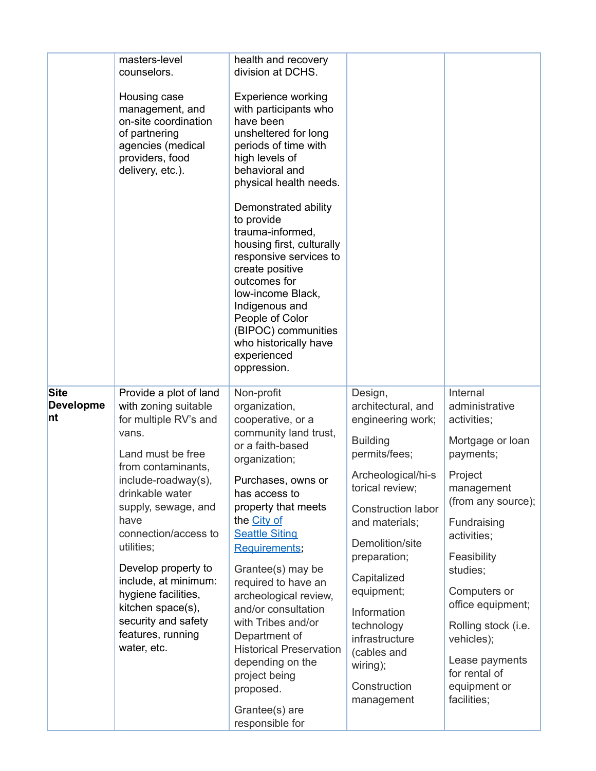| | | | | |
|---|---|---|---|---|
| | masters-level counselors.<br><br>Housing case management, and on-site coordination of partnering agencies (medical providers, food delivery, etc.). | health and recovery division at DCHS.<br><br>Experience working with participants who have been unsheltered for long periods of time with high levels of behavioral and physical health needs.<br><br>Demonstrated ability to provide trauma-informed, housing first, culturally responsive services to create positive outcomes for low-income Black, Indigenous and People of Color (BIPOC) communities who historically have experienced oppression. | | |
| **Site Development** | Provide a plot of land with zoning suitable for multiple RV's and vans.<br><br>Land must be free from contaminants, include-roadway(s), drinkable water supply, sewage, and have connection/access to utilities;<br><br>Develop property to include, at minimum: hygiene facilities, kitchen space(s), security and safety features, running water, etc. | Non-profit organization, cooperative, or a community land trust, or a faith-based organization;<br><br>Purchases, owns or has access to property that meets the City of Seattle Siting Requirements;<br><br>Grantee(s) may be required to have an archeological review, and/or consultation with Tribes and/or Department of Historical Preservation depending on the project being proposed.<br><br>Grantee(s) are responsible for | Design, architectural, and engineering work;<br><br>Building permits/fees;<br><br>Archeological/historical review;<br><br>Construction labor and materials;<br><br>Demolition/site preparation;<br><br>Capitalized equipment;<br><br>Information technology infrastructure (cables and wiring);<br><br>Construction management | Internal administrative activities;<br><br>Mortgage or loan payments;<br><br>Project management (from any source);<br><br>Fundraising activities;<br><br>Feasibility studies;<br><br>Computers or office equipment;<br><br>Rolling stock (i.e. vehicles);<br><br>Lease payments for rental of equipment or facilities; |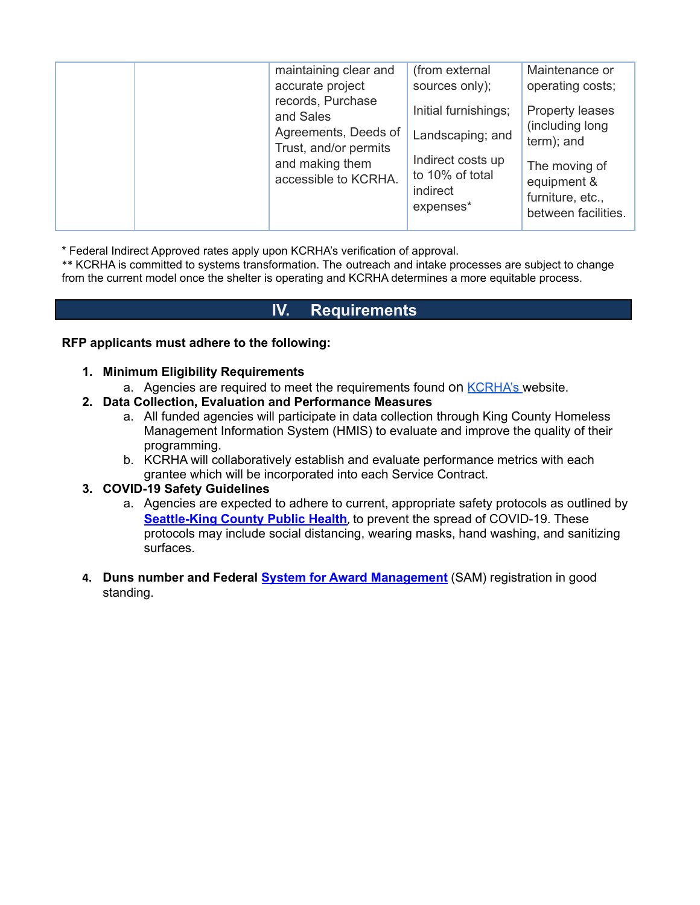| | | maintaining clear and accurate project records, Purchase and Sales Agreements, Deeds of Trust, and/or permits and making them accessible to KCRHA. | (from external sources only);<br><br>Initial furnishings;<br><br>Landscaping; and<br><br>Indirect costs up to 10% of total indirect expenses* | Maintenance or operating costs;<br><br>Property leases (including long term); and<br><br>The moving of equipment & furniture, etc., between facilities. |
|---|---|---|---|---|

* Federal Indirect Approved rates apply upon KCRHA's verification of approval.
** KCRHA is committed to systems transformation. The outreach and intake processes are subject to change from the current model once the shelter is operating and KCRHA determines a more equitable process.

## IV. Requirements

**RFP applicants must adhere to the following:**

1. **Minimum Eligibility Requirements**
   a. Agencies are required to meet the requirements found on KCRHA's website.
2. **Data Collection, Evaluation and Performance Measures**
   a. All funded agencies will participate in data collection through King County Homeless Management Information System (HMIS) to evaluate and improve the quality of their programming.
   b. KCRHA will collaboratively establish and evaluate performance metrics with each grantee which will be incorporated into each Service Contract.
3. **COVID-19 Safety Guidelines**
   a. Agencies are expected to adhere to current, appropriate safety protocols as outlined by **Seattle-King County Public Health**, to prevent the spread of COVID-19. These protocols may include social distancing, wearing masks, hand washing, and sanitizing surfaces.
4. **Duns number and Federal System for Award Management** (SAM) registration in good standing.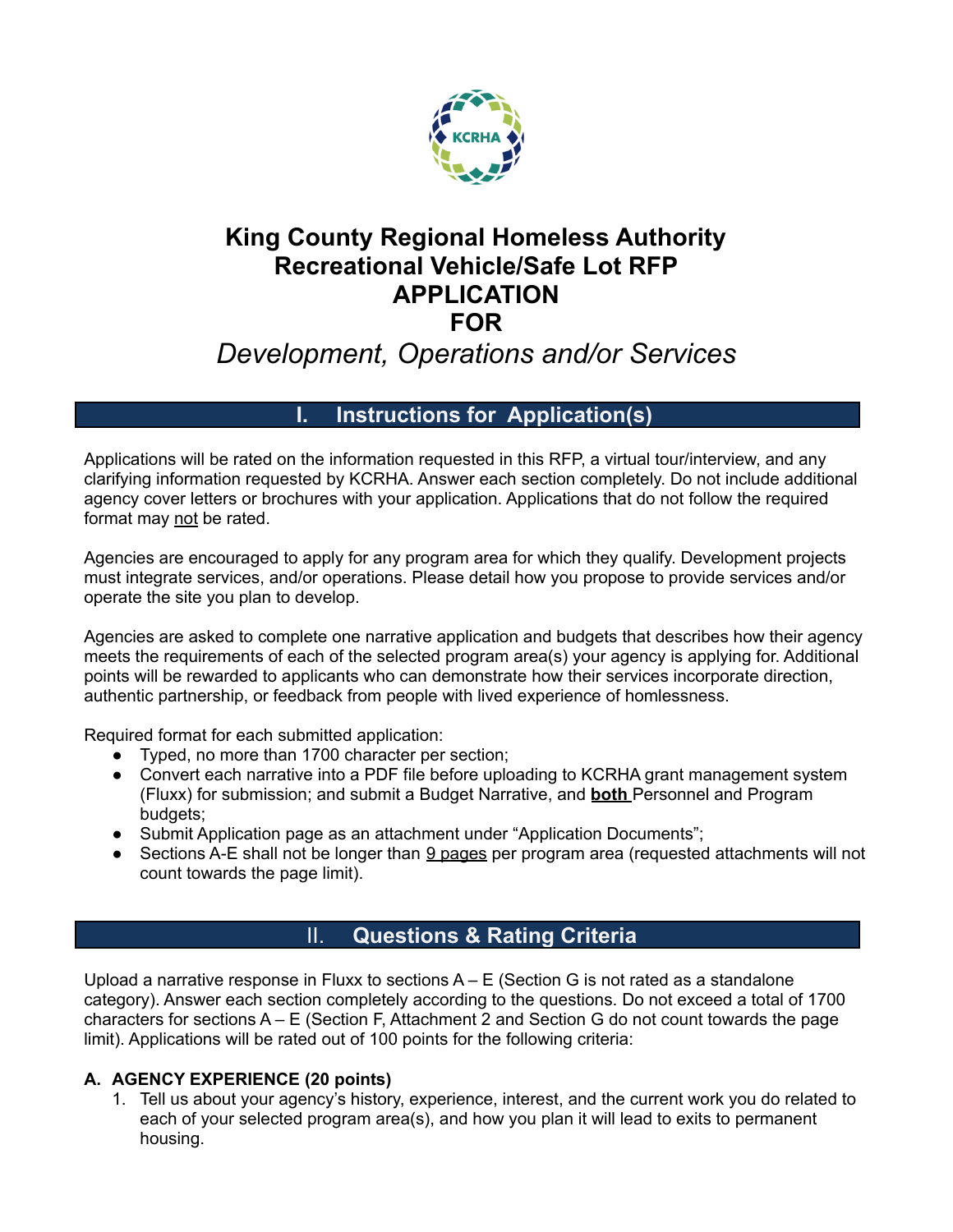# King County Regional Homeless Authority Recreational Vehicle/Safe Lot RFP APPLICATION FOR

## *Development, Operations and/or Services*

## I. Instructions for Application(s)

Applications will be rated on the information requested in this RFP, a virtual tour/interview, and any clarifying information requested by KCRHA. Answer each section completely. Do not include additional agency cover letters or brochures with your application. Applications that do not follow the required format may not be rated.

Agencies are encouraged to apply for any program area for which they qualify. Development projects must integrate services, and/or operations. Please detail how you propose to provide services and/or operate the site you plan to develop.

Agencies are asked to complete one narrative application and budgets that describes how their agency meets the requirements of each of the selected program area(s) your agency is applying for. Additional points will be rewarded to applicants who can demonstrate how their services incorporate direction, authentic partnership, or feedback from people with lived experience of homlessness.

Required format for each submitted application:

- Typed, no more than 1700 character per section;
- Convert each narrative into a PDF file before uploading to KCRHA grant management system (Fluxx) for submission; and submit a Budget Narrative, and **both** Personnel and Program budgets;
- Submit Application page as an attachment under "Application Documents";
- Sections A-E shall not be longer than 9 pages per program area (requested attachments will not count towards the page limit).

## II. Questions & Rating Criteria

Upload a narrative response in Fluxx to sections A – E (Section G is not rated as a standalone category). Answer each section completely according to the questions. Do not exceed a total of 1700 characters for sections A – E (Section F, Attachment 2 and Section G do not count towards the page limit). Applications will be rated out of 100 points for the following criteria:

**A. AGENCY EXPERIENCE (20 points)**

1. Tell us about your agency's history, experience, interest, and the current work you do related to each of your selected program area(s), and how you plan it will lead to exits to permanent housing.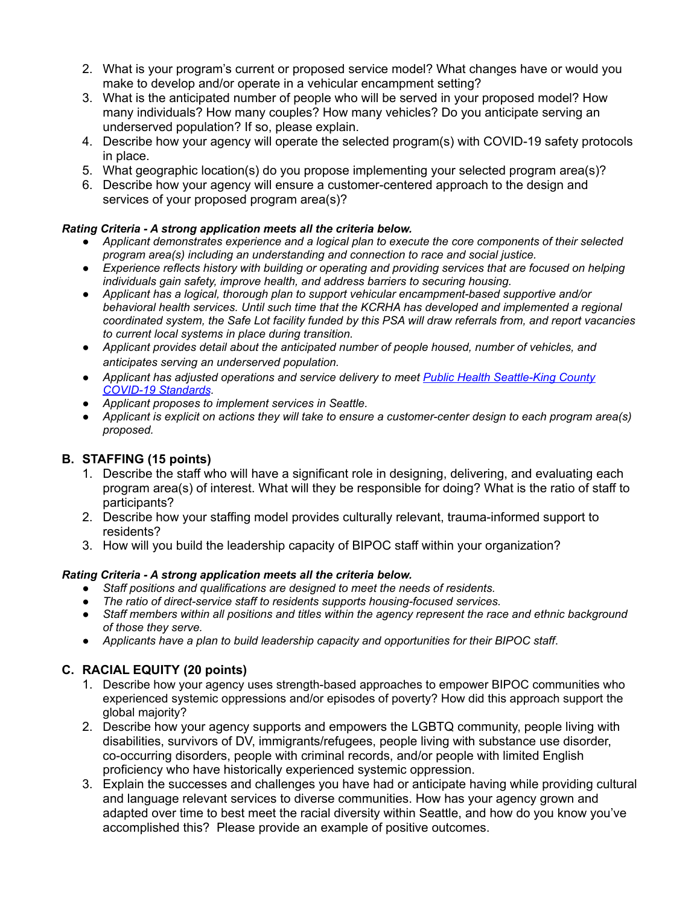2. What is your program's current or proposed service model? What changes have or would you make to develop and/or operate in a vehicular encampment setting?
3. What is the anticipated number of people who will be served in your proposed model? How many individuals? How many couples? How many vehicles? Do you anticipate serving an underserved population? If so, please explain.
4. Describe how your agency will operate the selected program(s) with COVID-19 safety protocols in place.
5. What geographic location(s) do you propose implementing your selected program area(s)?
6. Describe how your agency will ensure a customer-centered approach to the design and services of your proposed program area(s)?

***Rating Criteria - A strong application meets all the criteria below.***

- *Applicant demonstrates experience and a logical plan to execute the core components of their selected program area(s) including an understanding and connection to race and social justice.*
- *Experience reflects history with building or operating and providing services that are focused on helping individuals gain safety, improve health, and address barriers to securing housing.*
- *Applicant has a logical, thorough plan to support vehicular encampment-based supportive and/or behavioral health services. Until such time that the KCRHA has developed and implemented a regional coordinated system, the Safe Lot facility funded by this PSA will draw referrals from, and report vacancies to current local systems in place during transition.*
- *Applicant provides detail about the anticipated number of people housed, number of vehicles, and anticipates serving an underserved population.*
- *Applicant has adjusted operations and service delivery to meet Public Health Seattle-King County COVID-19 Standards.*
- *Applicant proposes to implement services in Seattle.*
- *Applicant is explicit on actions they will take to ensure a customer-center design to each program area(s) proposed.*

## B. STAFFING (15 points)

1. Describe the staff who will have a significant role in designing, delivering, and evaluating each program area(s) of interest. What will they be responsible for doing? What is the ratio of staff to participants?
2. Describe how your staffing model provides culturally relevant, trauma-informed support to residents?
3. How will you build the leadership capacity of BIPOC staff within your organization?

***Rating Criteria - A strong application meets all the criteria below.***

- *Staff positions and qualifications are designed to meet the needs of residents.*
- *The ratio of direct-service staff to residents supports housing-focused services.*
- *Staff members within all positions and titles within the agency represent the race and ethnic background of those they serve.*
- *Applicants have a plan to build leadership capacity and opportunities for their BIPOC staff.*

## C. RACIAL EQUITY (20 points)

1. Describe how your agency uses strength-based approaches to empower BIPOC communities who experienced systemic oppressions and/or episodes of poverty? How did this approach support the global majority?
2. Describe how your agency supports and empowers the LGBTQ community, people living with disabilities, survivors of DV, immigrants/refugees, people living with substance use disorder, co-occurring disorders, people with criminal records, and/or people with limited English proficiency who have historically experienced systemic oppression.
3. Explain the successes and challenges you have had or anticipate having while providing cultural and language relevant services to diverse communities. How has your agency grown and adapted over time to best meet the racial diversity within Seattle, and how do you know you've accomplished this? Please provide an example of positive outcomes.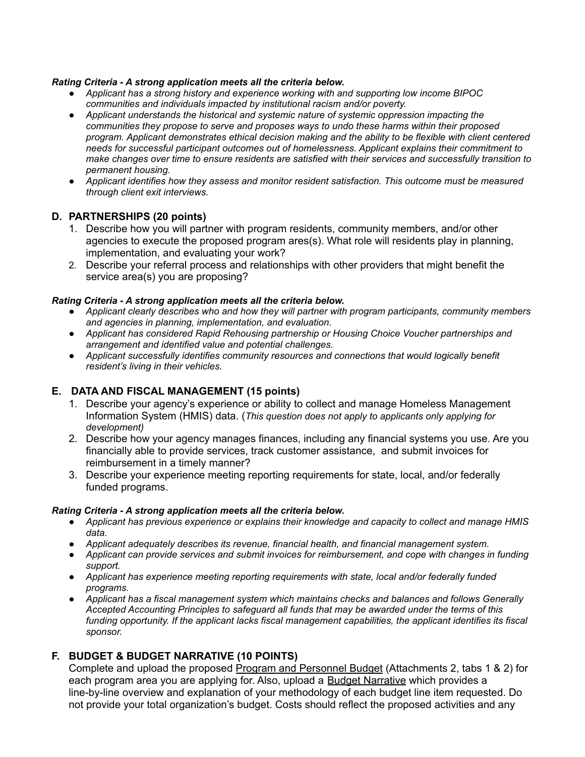***Rating Criteria - A strong application meets all the criteria below.***

- *Applicant has a strong history and experience working with and supporting low income BIPOC communities and individuals impacted by institutional racism and/or poverty.*
- *Applicant understands the historical and systemic nature of systemic oppression impacting the communities they propose to serve and proposes ways to undo these harms within their proposed program. Applicant demonstrates ethical decision making and the ability to be flexible with client centered needs for successful participant outcomes out of homelessness. Applicant explains their commitment to make changes over time to ensure residents are satisfied with their services and successfully transition to permanent housing.*
- *Applicant identifies how they assess and monitor resident satisfaction. This outcome must be measured through client exit interviews.*

## D. PARTNERSHIPS (20 points)

1. Describe how you will partner with program residents, community members, and/or other agencies to execute the proposed program ares(s). What role will residents play in planning, implementation, and evaluating your work?
2. Describe your referral process and relationships with other providers that might benefit the service area(s) you are proposing?

***Rating Criteria - A strong application meets all the criteria below.***

- *Applicant clearly describes who and how they will partner with program participants, community members and agencies in planning, implementation, and evaluation.*
- *Applicant has considered Rapid Rehousing partnership or Housing Choice Voucher partnerships and arrangement and identified value and potential challenges.*
- *Applicant successfully identifies community resources and connections that would logically benefit resident's living in their vehicles.*

## E. DATA AND FISCAL MANAGEMENT (15 points)

1. Describe your agency's experience or ability to collect and manage Homeless Management Information System (HMIS) data. (*This question does not apply to applicants only applying for development)*
2. Describe how your agency manages finances, including any financial systems you use. Are you financially able to provide services, track customer assistance, and submit invoices for reimbursement in a timely manner?
3. Describe your experience meeting reporting requirements for state, local, and/or federally funded programs.

***Rating Criteria - A strong application meets all the criteria below.***

- *Applicant has previous experience or explains their knowledge and capacity to collect and manage HMIS data.*
- *Applicant adequately describes its revenue, financial health, and financial management system.*
- *Applicant can provide services and submit invoices for reimbursement, and cope with changes in funding support.*
- *Applicant has experience meeting reporting requirements with state, local and/or federally funded programs.*
- *Applicant has a fiscal management system which maintains checks and balances and follows Generally Accepted Accounting Principles to safeguard all funds that may be awarded under the terms of this funding opportunity. If the applicant lacks fiscal management capabilities, the applicant identifies its fiscal sponsor.*

## F. BUDGET & BUDGET NARRATIVE (10 POINTS)

Complete and upload the proposed Program and Personnel Budget (Attachments 2, tabs 1 & 2) for each program area you are applying for. Also, upload a Budget Narrative which provides a line-by-line overview and explanation of your methodology of each budget line item requested. Do not provide your total organization's budget. Costs should reflect the proposed activities and any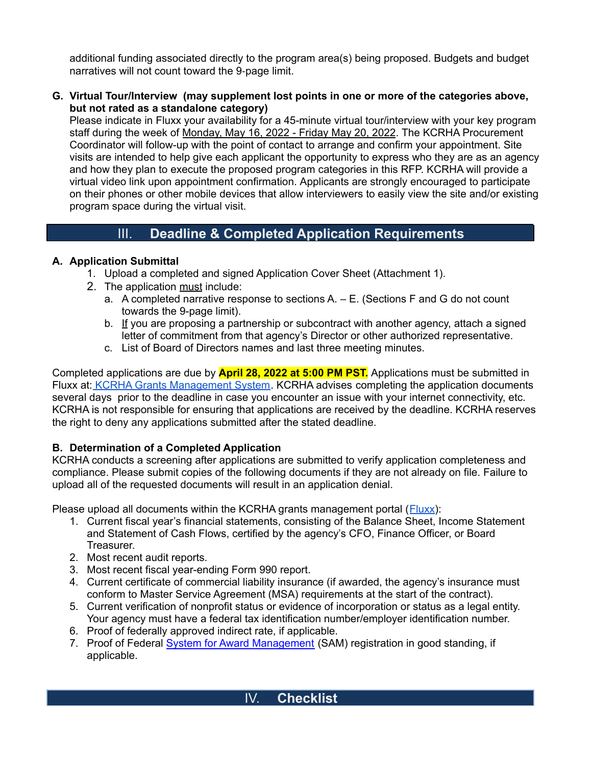additional funding associated directly to the program area(s) being proposed. Budgets and budget narratives will not count toward the 9-page limit.

**G. Virtual Tour/Interview (may supplement lost points in one or more of the categories above, but not rated as a standalone category)**

Please indicate in Fluxx your availability for a 45-minute virtual tour/interview with your key program staff during the week of Monday, May 16, 2022 - Friday May 20, 2022. The KCRHA Procurement Coordinator will follow-up with the point of contact to arrange and confirm your appointment. Site visits are intended to help give each applicant the opportunity to express who they are as an agency and how they plan to execute the proposed program categories in this RFP. KCRHA will provide a virtual video link upon appointment confirmation. Applicants are strongly encouraged to participate on their phones or other mobile devices that allow interviewers to easily view the site and/or existing program space during the virtual visit.

## III. Deadline & Completed Application Requirements

**A. Application Submittal**

1. Upload a completed and signed Application Cover Sheet (Attachment 1).
2. The application must include:
   a. A completed narrative response to sections A. – E. (Sections F and G do not count towards the 9-page limit).
   b. If you are proposing a partnership or subcontract with another agency, attach a signed letter of commitment from that agency's Director or other authorized representative.
   c. List of Board of Directors names and last three meeting minutes.

Completed applications are due by **April 28, 2022 at 5:00 PM PST.** Applications must be submitted in Fluxx at: KCRHA Grants Management System. KCRHA advises completing the application documents several days prior to the deadline in case you encounter an issue with your internet connectivity, etc. KCRHA is not responsible for ensuring that applications are received by the deadline. KCRHA reserves the right to deny any applications submitted after the stated deadline.

**B. Determination of a Completed Application**

KCRHA conducts a screening after applications are submitted to verify application completeness and compliance. Please submit copies of the following documents if they are not already on file. Failure to upload all of the requested documents will result in an application denial.

Please upload all documents within the KCRHA grants management portal (Fluxx):

1. Current fiscal year's financial statements, consisting of the Balance Sheet, Income Statement and Statement of Cash Flows, certified by the agency's CFO, Finance Officer, or Board Treasurer.
2. Most recent audit reports.
3. Most recent fiscal year-ending Form 990 report.
4. Current certificate of commercial liability insurance (if awarded, the agency's insurance must conform to Master Service Agreement (MSA) requirements at the start of the contract).
5. Current verification of nonprofit status or evidence of incorporation or status as a legal entity. Your agency must have a federal tax identification number/employer identification number.
6. Proof of federally approved indirect rate, if applicable.
7. Proof of Federal System for Award Management (SAM) registration in good standing, if applicable.

## IV. Checklist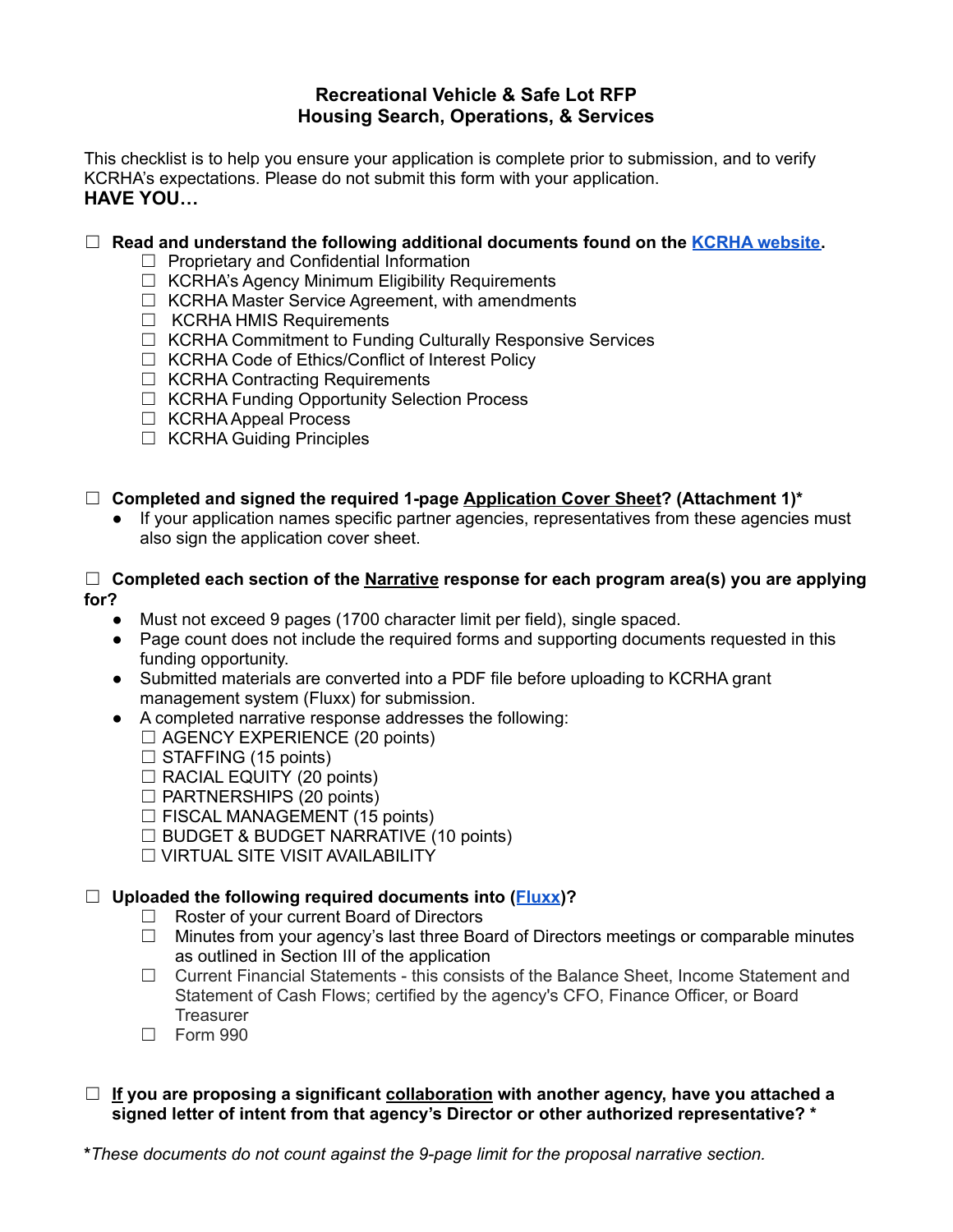# Recreational Vehicle & Safe Lot RFP
## Housing Search, Operations, & Services

This checklist is to help you ensure your application is complete prior to submission, and to verify KCRHA's expectations. Please do not submit this form with your application.

**HAVE YOU…**

- ☐ **Read and understand the following additional documents found on the [KCRHA website](#).**
  - ☐ Proprietary and Confidential Information
  - ☐ KCRHA's Agency Minimum Eligibility Requirements
  - ☐ KCRHA Master Service Agreement, with amendments
  - ☐ KCRHA HMIS Requirements
  - ☐ KCRHA Commitment to Funding Culturally Responsive Services
  - ☐ KCRHA Code of Ethics/Conflict of Interest Policy
  - ☐ KCRHA Contracting Requirements
  - ☐ KCRHA Funding Opportunity Selection Process
  - ☐ KCRHA Appeal Process
  - ☐ KCRHA Guiding Principles

- ☐ **Completed and signed the required 1-page Application Cover Sheet? (Attachment 1)***
  - If your application names specific partner agencies, representatives from these agencies must also sign the application cover sheet.

- ☐ **Completed each section of the Narrative response for each program area(s) you are applying for?**
  - Must not exceed 9 pages (1700 character limit per field), single spaced.
  - Page count does not include the required forms and supporting documents requested in this funding opportunity.
  - Submitted materials are converted into a PDF file before uploading to KCRHA grant management system (Fluxx) for submission.
  - A completed narrative response addresses the following:
    - ☐ AGENCY EXPERIENCE (20 points)
    - ☐ STAFFING (15 points)
    - ☐ RACIAL EQUITY (20 points)
    - ☐ PARTNERSHIPS (20 points)
    - ☐ FISCAL MANAGEMENT (15 points)
    - ☐ BUDGET & BUDGET NARRATIVE (10 points)
    - ☐ VIRTUAL SITE VISIT AVAILABILITY

- ☐ **Uploaded the following required documents into ([Fluxx](#))?**
  - ☐ Roster of your current Board of Directors
  - ☐ Minutes from your agency's last three Board of Directors meetings or comparable minutes as outlined in Section III of the application
  - ☐ Current Financial Statements - this consists of the Balance Sheet, Income Statement and Statement of Cash Flows; certified by the agency's CFO, Finance Officer, or Board Treasurer
  - ☐ Form 990

- ☐ **If you are proposing a significant collaboration with another agency, have you attached a signed letter of intent from that agency's Director or other authorized representative? ***

***These documents do not count against the 9-page limit for the proposal narrative section.***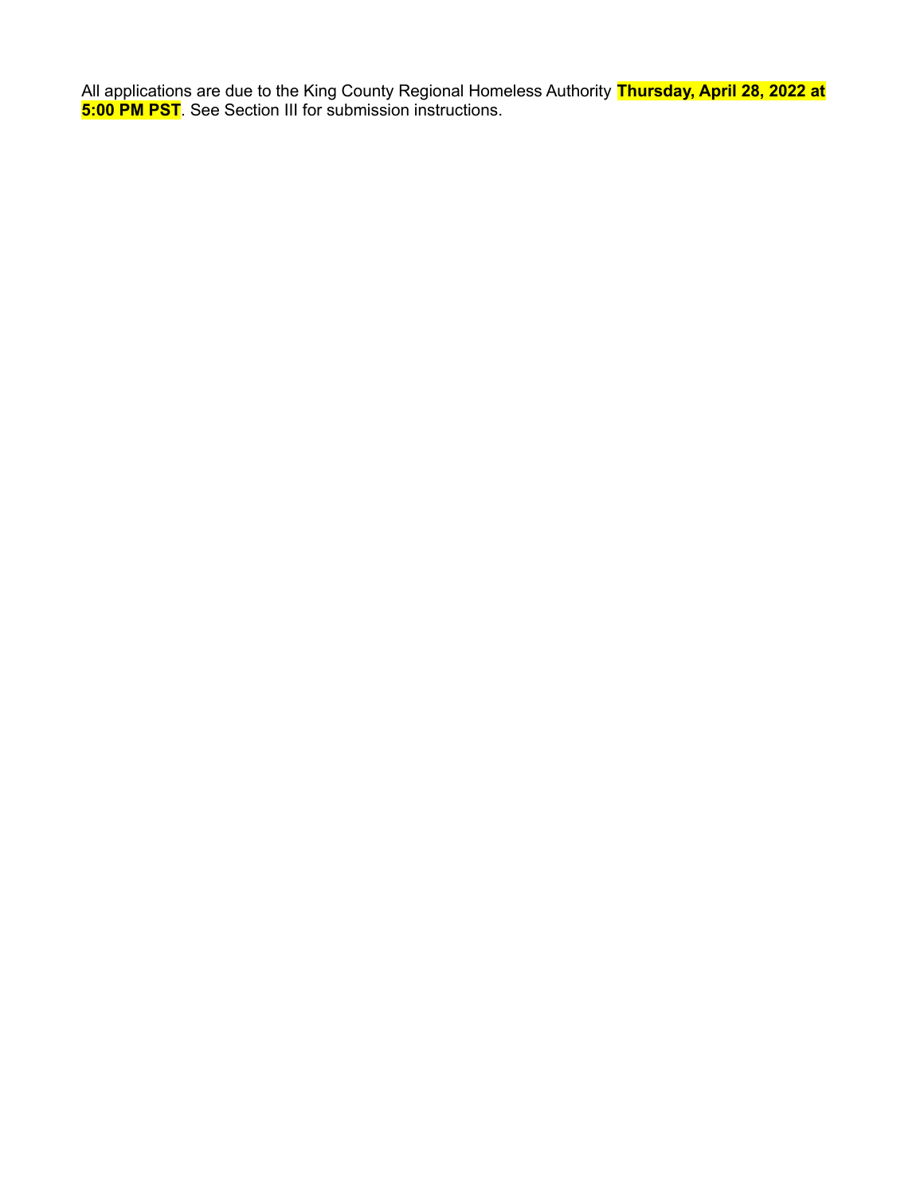All applications are due to the King County Regional Homeless Authority **Thursday, April 28, 2022 at 5:00 PM PST**. See Section III for submission instructions.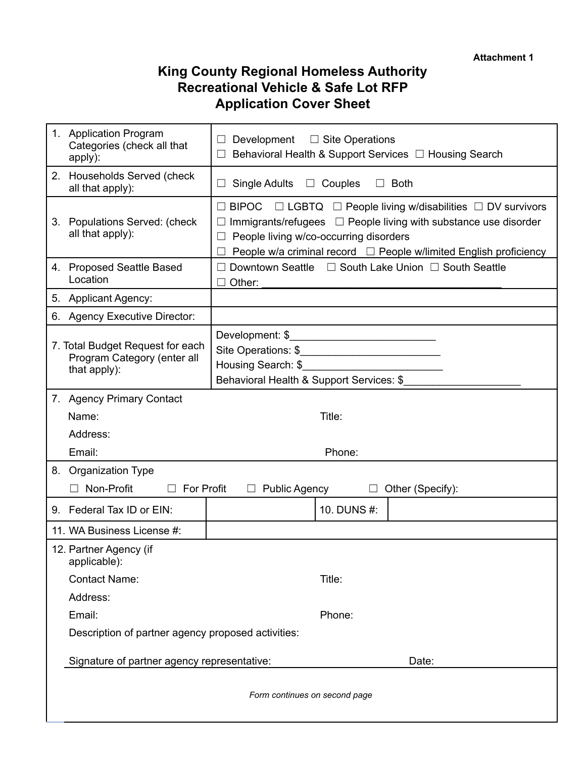**Attachment 1**

# King County Regional Homeless Authority
# Recreational Vehicle & Safe Lot RFP
# Application Cover Sheet

| | |
|---|---|
| 1. Application Program Categories (check all that apply): | ☐ Development ☐ Site Operations<br>☐ Behavioral Health & Support Services ☐ Housing Search |
| 2. Households Served (check all that apply): | ☐ Single Adults ☐ Couples ☐ Both |
| 3. Populations Served: (check all that apply): | ☐ BIPOC ☐ LGBTQ ☐ People living w/disabilities ☐ DV survivors<br>☐ Immigrants/refugees ☐ People living with substance use disorder<br>☐ People living w/co-occurring disorders<br>☐ People w/a criminal record ☐ People w/limited English proficiency |
| 4. Proposed Seattle Based Location | ☐ Downtown Seattle ☐ South Lake Union ☐ South Seattle<br>☐ Other: ___________________________________________ |
| 5. Applicant Agency: | |
| 6. Agency Executive Director: | |
| 7. Total Budget Request for each Program Category (enter all that apply): | Development: $_________________________<br>Site Operations: $________________________<br>Housing Search: $________________________<br>Behavioral Health & Support Services: $____________________ |

7. Agency Primary Contact

Name: Title:

Address:

Email: Phone:

8. Organization Type

☐ Non-Profit ☐ For Profit ☐ Public Agency ☐ Other (Specify):

| | | | |
|---|---|---|---|
| 9. Federal Tax ID or EIN: | | 10. DUNS #: | |
| 11. WA Business License #: | | | |

12. Partner Agency (if applicable):

Contact Name: Title:

Address:

Email: Phone:

Description of partner agency proposed activities:

Signature of partner agency representative: Date:

*Form continues on second page*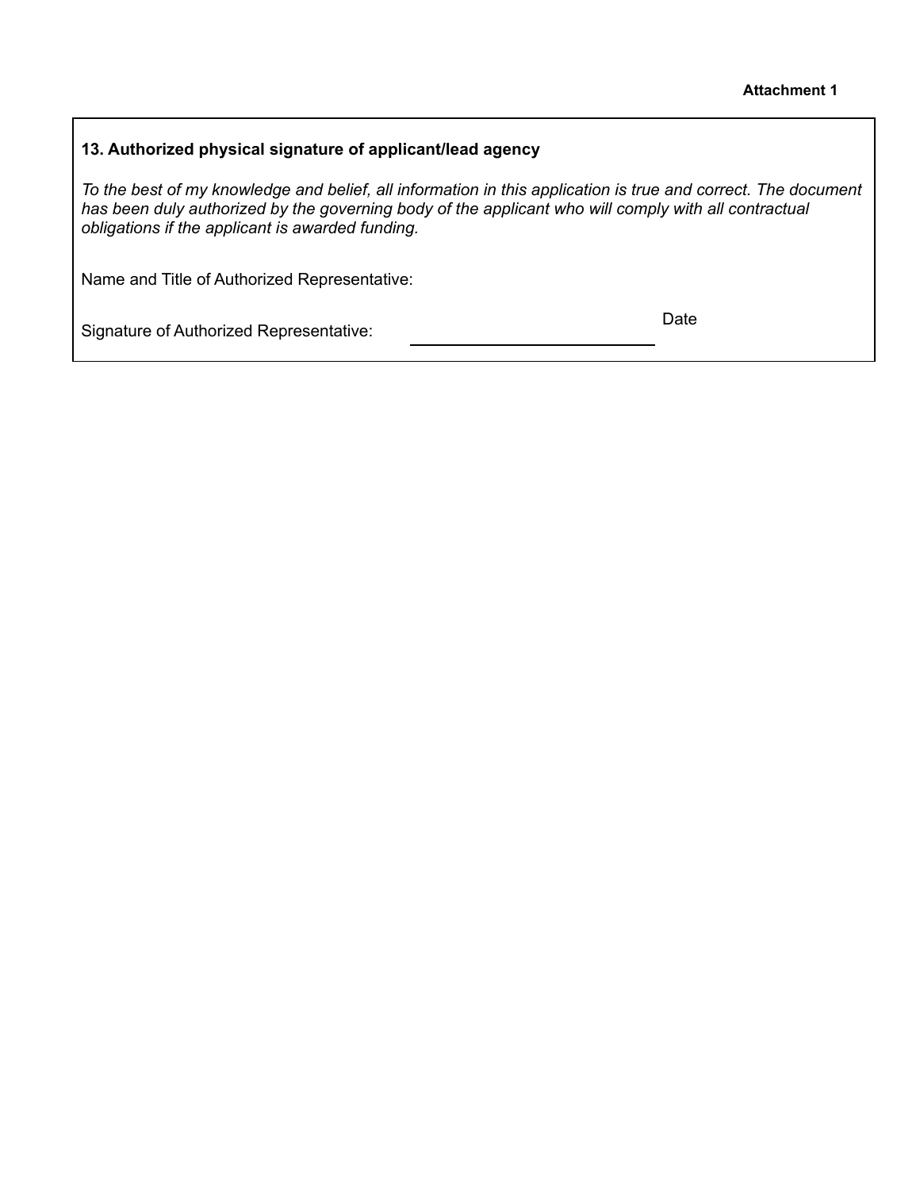**Attachment 1**

**13. Authorized physical signature of applicant/lead agency**

*To the best of my knowledge and belief, all information in this application is true and correct. The document has been duly authorized by the governing body of the applicant who will comply with all contractual obligations if the applicant is awarded funding.*

Name and Title of Authorized Representative:

Signature of Authorized Representative: ______________________________ Date